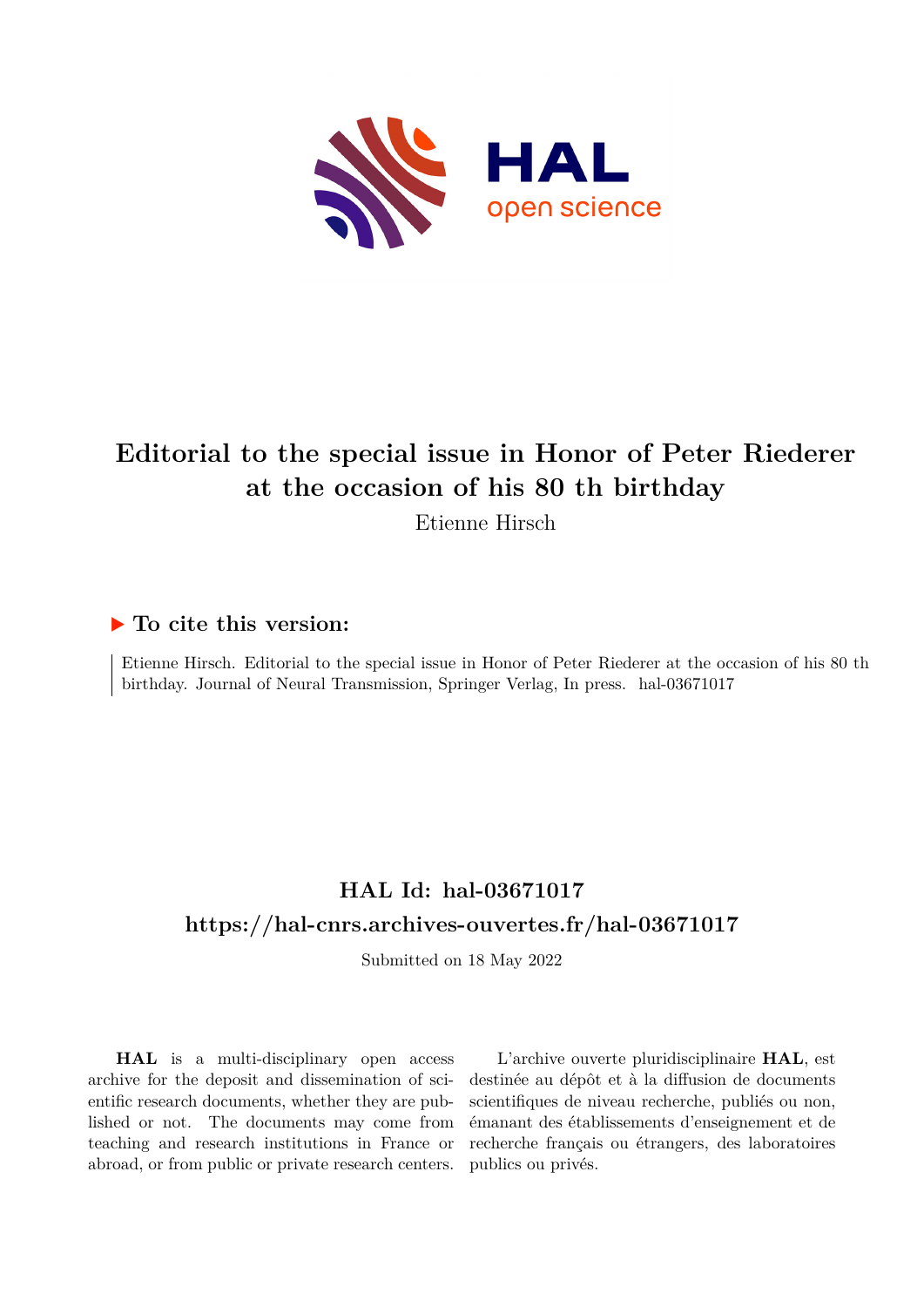# Editorial to the special issue in Honor of Peter Riederer at the occasion of his 80 th birthday

Etienne Hirsch

## ▶ To cite this version:

Etienne Hirsch. Editorial to the special issue in Honor of Peter Riederer at the occasion of his 80 th birthday. Journal of Neural Transmission, Springer Verlag, In press. hal-03671017

## HAL Id: hal-03671017

## https://hal-cnrs.archives-ouvertes.fr/hal-03671017

Submitted on 18 May 2022

**HAL** is a multi-disciplinary open access archive for the deposit and dissemination of scientific research documents, whether they are published or not. The documents may come from teaching and research institutions in France or abroad, or from public or private research centers.

L'archive ouverte pluridisciplinaire **HAL**, est destinée au dépôt et à la diffusion de documents scientifiques de niveau recherche, publiés ou non, émanant des établissements d'enseignement et de recherche français ou étrangers, des laboratoires publics ou privés.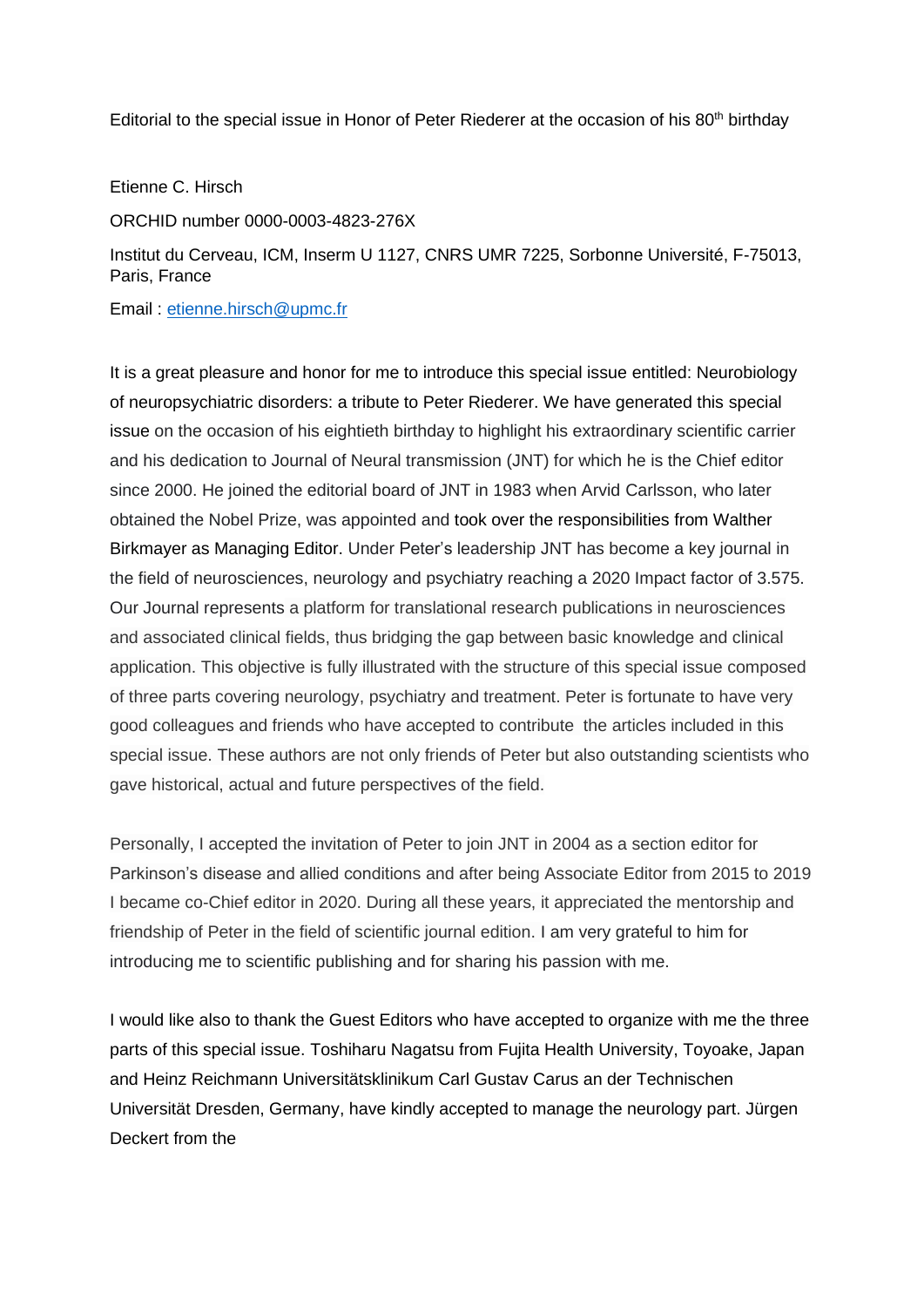Editorial to the special issue in Honor of Peter Riederer at the occasion of his 80th birthday

Etienne C. Hirsch

ORCHID number 0000-0003-4823-276X

Institut du Cerveau, ICM, Inserm U 1127, CNRS UMR 7225, Sorbonne Université, F-75013, Paris, France

Email : etienne.hirsch@upmc.fr

It is a great pleasure and honor for me to introduce this special issue entitled: Neurobiology of neuropsychiatric disorders: a tribute to Peter Riederer. We have generated this special issue on the occasion of his eightieth birthday to highlight his extraordinary scientific carrier and his dedication to Journal of Neural transmission (JNT) for which he is the Chief editor since 2000. He joined the editorial board of JNT in 1983 when Arvid Carlsson, who later obtained the Nobel Prize, was appointed and took over the responsibilities from Walther Birkmayer as Managing Editor. Under Peter's leadership JNT has become a key journal in the field of neurosciences, neurology and psychiatry reaching a 2020 Impact factor of 3.575. Our Journal represents a platform for translational research publications in neurosciences and associated clinical fields, thus bridging the gap between basic knowledge and clinical application. This objective is fully illustrated with the structure of this special issue composed of three parts covering neurology, psychiatry and treatment. Peter is fortunate to have very good colleagues and friends who have accepted to contribute the articles included in this special issue. These authors are not only friends of Peter but also outstanding scientists who gave historical, actual and future perspectives of the field.

Personally, I accepted the invitation of Peter to join JNT in 2004 as a section editor for Parkinson's disease and allied conditions and after being Associate Editor from 2015 to 2019 I became co-Chief editor in 2020. During all these years, it appreciated the mentorship and friendship of Peter in the field of scientific journal edition. I am very grateful to him for introducing me to scientific publishing and for sharing his passion with me.

I would like also to thank the Guest Editors who have accepted to organize with me the three parts of this special issue. Toshiharu Nagatsu from Fujita Health University, Toyoake, Japan and Heinz Reichmann Universitätsklinikum Carl Gustav Carus an der Technischen Universität Dresden, Germany, have kindly accepted to manage the neurology part. Jürgen Deckert from the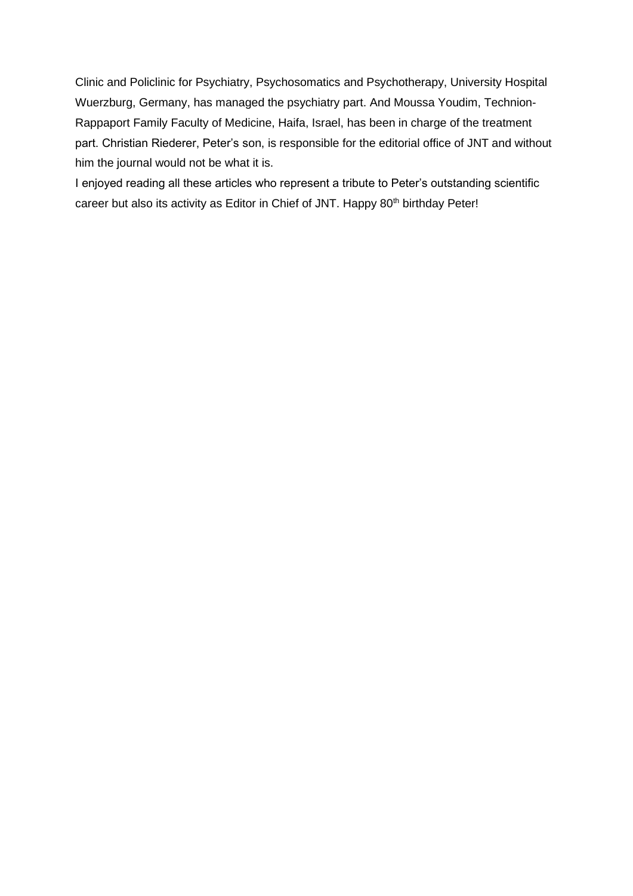Clinic and Policlinic for Psychiatry, Psychosomatics and Psychotherapy, University Hospital Wuerzburg, Germany, has managed the psychiatry part. And Moussa Youdim, Technion-Rappaport Family Faculty of Medicine, Haifa, Israel, has been in charge of the treatment part. Christian Riederer, Peter's son, is responsible for the editorial office of JNT and without him the journal would not be what it is.

I enjoyed reading all these articles who represent a tribute to Peter's outstanding scientific career but also its activity as Editor in Chief of JNT. Happy 80th birthday Peter!